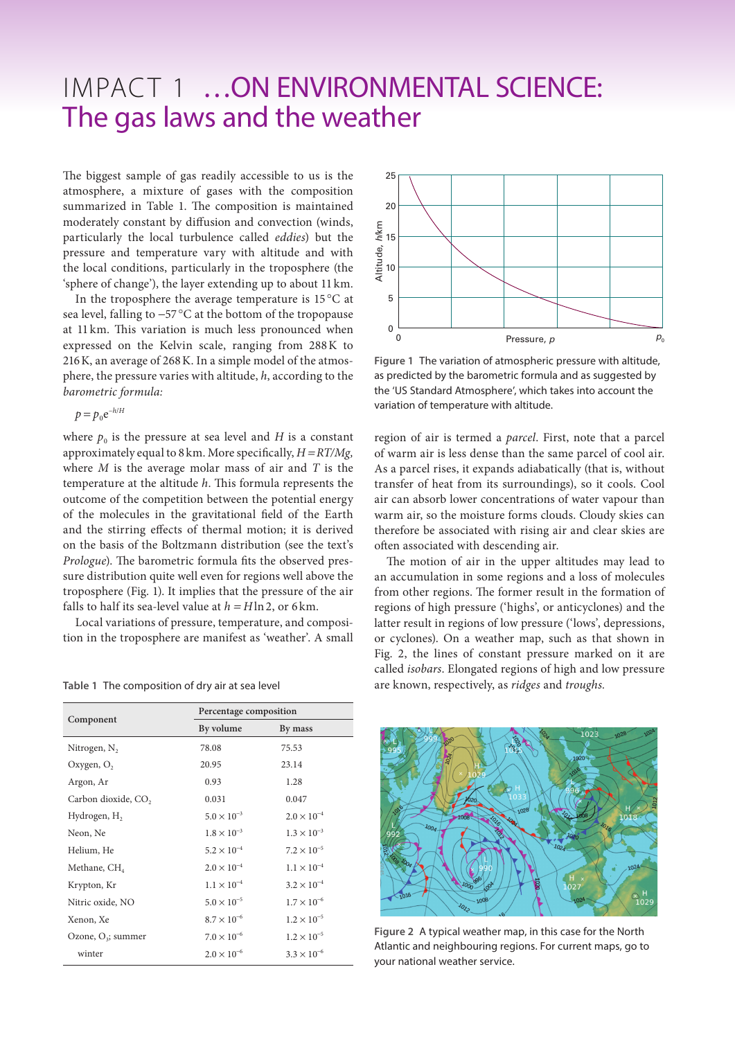# IMPACT 1 …ON ENVIRONMENTAL SCIENCE: The gas laws and the weather

The biggest sample of gas readily accessible to us is the atmosphere, a mixture of gases with the composition summarized in Table 1. The composition is maintained moderately constant by diffusion and convection (winds, particularly the local turbulence called *eddies*) but the pressure and temperature vary with altitude and with the local conditions, particularly in the troposphere (the 'sphere of change'), the layer extending up to about 11 km.

In the troposphere the average temperature is 15 °C at sea level, falling to −57 °C at the bottom of the tropopause at 11 km. This variation is much less pronounced when expressed on the Kelvin scale, ranging from 288 K to 216 K, an average of 268 K. In a simple model of the atmosphere, the pressure varies with altitude, $h$, according to the *barometric formula:*

$$p = p_0 e^{-h/H}$$

where $p_0$ is the pressure at sea level and $H$ is a constant approximately equal to 8 km. More specifically, $H = RT/Mg$, where $M$ is the average molar mass of air and $T$ is the temperature at the altitude $h$. This formula represents the outcome of the competition between the potential energy of the molecules in the gravitational field of the Earth and the stirring effects of thermal motion; it is derived on the basis of the Boltzmann distribution (see the text's *Prologue*). The barometric formula fits the observed pressure distribution quite well even for regions well above the troposphere (Fig. 1). It implies that the pressure of the air falls to half its sea-level value at $h = H \ln 2$, or 6 km.

Local variations of pressure, temperature, and composition in the troposphere are manifest as 'weather'. A small region of air is termed a *parcel*. First, note that a parcel of warm air is less dense than the same parcel of cool air. As a parcel rises, it expands adiabatically (that is, without transfer of heat from its surroundings), so it cools. Cool air can absorb lower concentrations of water vapour than warm air, so the moisture forms clouds. Cloudy skies can therefore be associated with rising air and clear skies are often associated with descending air.

The motion of air in the upper altitudes may lead to an accumulation in some regions and a loss of molecules from other regions. The former result in the formation of regions of high pressure ('highs', or anticyclones) and the latter result in regions of low pressure ('lows', depressions, or cyclones). On a weather map, such as that shown in Fig. 2, the lines of constant pressure marked on it are called *isobars*. Elongated regions of high and low pressure are known, respectively, as *ridges* and *troughs*.

Figure 1 The variation of atmospheric pressure with altitude, as predicted by the barometric formula and as suggested by the 'US Standard Atmosphere', which takes into account the variation of temperature with altitude.

Table 1 The composition of dry air at sea level

| Component | Percentage composition | |
|---|---|---|
| | By volume | By mass |
| Nitrogen, $N_2$ | 78.08 | 75.53 |
| Oxygen, $O_2$ | 20.95 | 23.14 |
| Argon, Ar | 0.93 | 1.28 |
| Carbon dioxide, $CO_2$ | 0.031 | 0.047 |
| Hydrogen, $H_2$ | $5.0 \times 10^{-3}$ | $2.0 \times 10^{-4}$ |
| Neon, Ne | $1.8 \times 10^{-3}$ | $1.3 \times 10^{-3}$ |
| Helium, He | $5.2 \times 10^{-4}$ | $7.2 \times 10^{-5}$ |
| Methane, $CH_4$ | $2.0 \times 10^{-4}$ | $1.1 \times 10^{-4}$ |
| Krypton, Kr | $1.1 \times 10^{-4}$ | $3.2 \times 10^{-4}$ |
| Nitric oxide, NO | $5.0 \times 10^{-5}$ | $1.7 \times 10^{-6}$ |
| Xenon, Xe | $8.7 \times 10^{-6}$ | $1.2 \times 10^{-5}$ |
| Ozone, $O_3$: summer | $7.0 \times 10^{-6}$ | $1.2 \times 10^{-5}$ |
| winter | $2.0 \times 10^{-6}$ | $3.3 \times 10^{-6}$ |

Figure 2 A typical weather map, in this case for the North Atlantic and neighbouring regions. For current maps, go to your national weather service.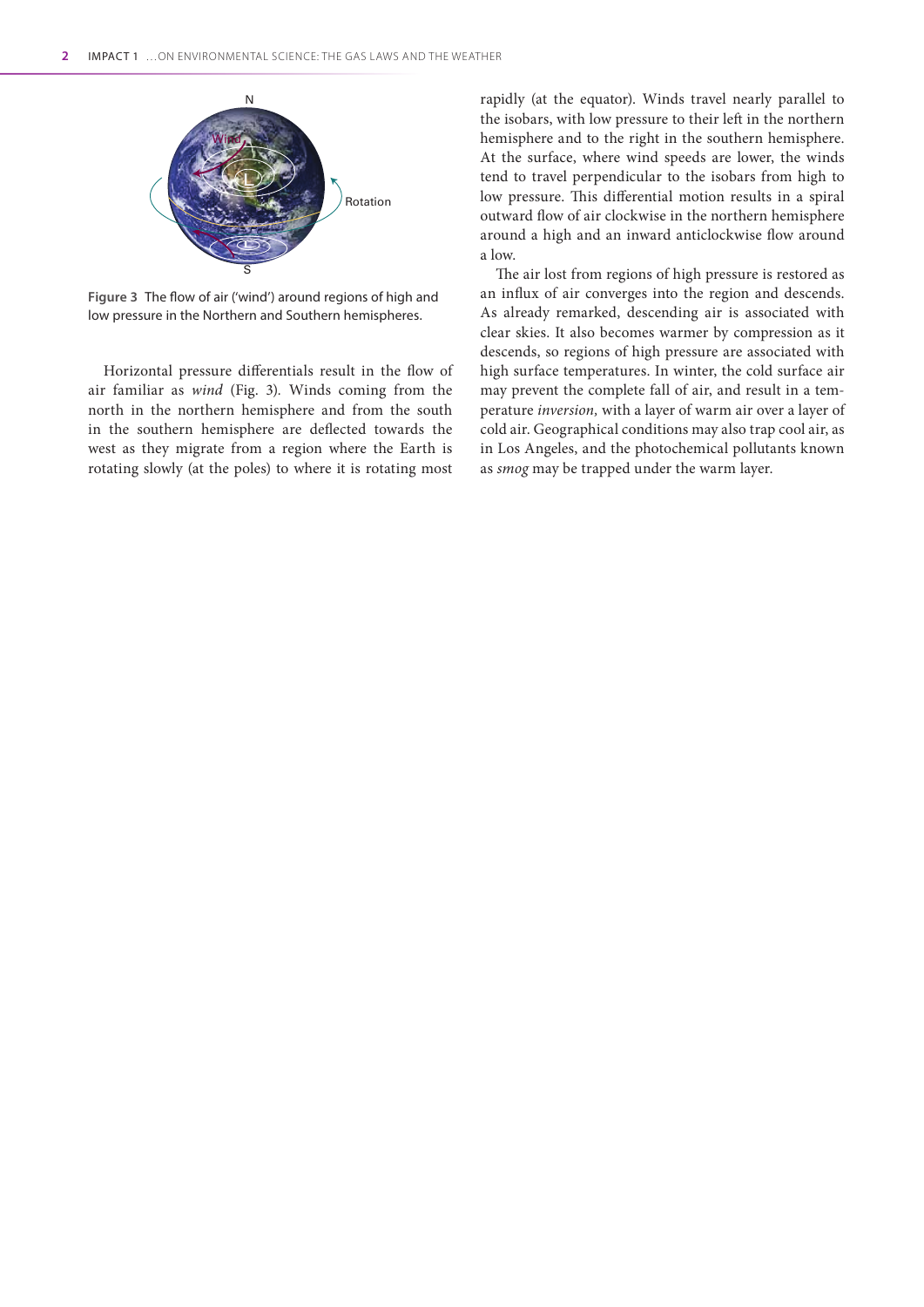N

Wind

L

Rotation

L

S

Figure 3 The flow of air ('wind') around regions of high and low pressure in the Northern and Southern hemispheres.

Horizontal pressure differentials result in the flow of air familiar as *wind* (Fig. 3). Winds coming from the north in the northern hemisphere and from the south in the southern hemisphere are deflected towards the west as they migrate from a region where the Earth is rotating slowly (at the poles) to where it is rotating most rapidly (at the equator). Winds travel nearly parallel to the isobars, with low pressure to their left in the northern hemisphere and to the right in the southern hemisphere. At the surface, where wind speeds are lower, the winds tend to travel perpendicular to the isobars from high to low pressure. This differential motion results in a spiral outward flow of air clockwise in the northern hemisphere around a high and an inward anticlockwise flow around a low.

The air lost from regions of high pressure is restored as an influx of air converges into the region and descends. As already remarked, descending air is associated with clear skies. It also becomes warmer by compression as it descends, so regions of high pressure are associated with high surface temperatures. In winter, the cold surface air may prevent the complete fall of air, and result in a temperature *inversion*, with a layer of warm air over a layer of cold air. Geographical conditions may also trap cool air, as in Los Angeles, and the photochemical pollutants known as *smog* may be trapped under the warm layer.